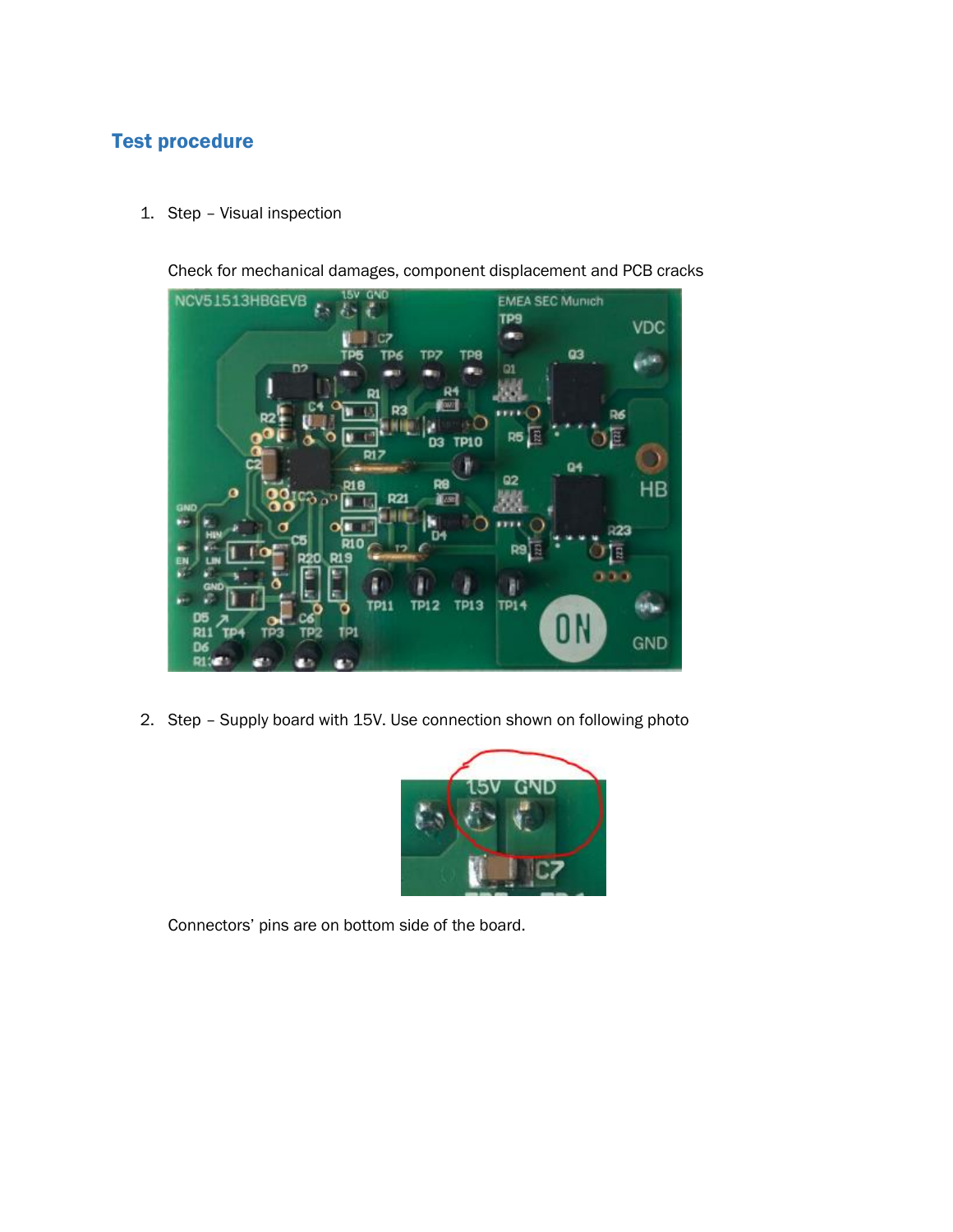## Test procedure

1. Step – Visual inspection

   Check for mechanical damages, component displacement and PCB cracks

2. Step – Supply board with 15V. Use connection shown on following photo

   Connectors' pins are on bottom side of the board.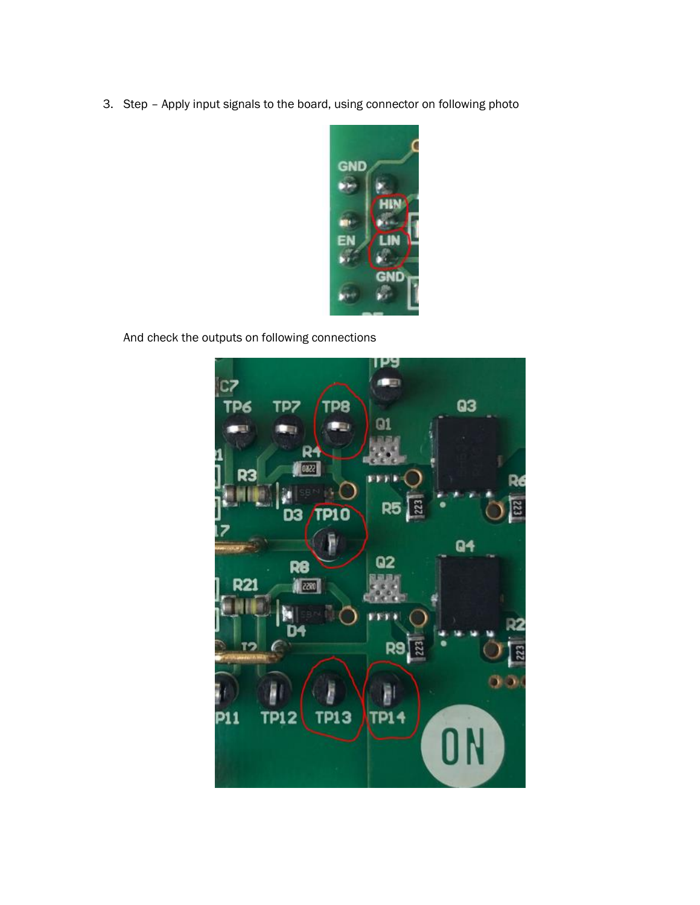3. Step – Apply input signals to the board, using connector on following photo

   And check the outputs on following connections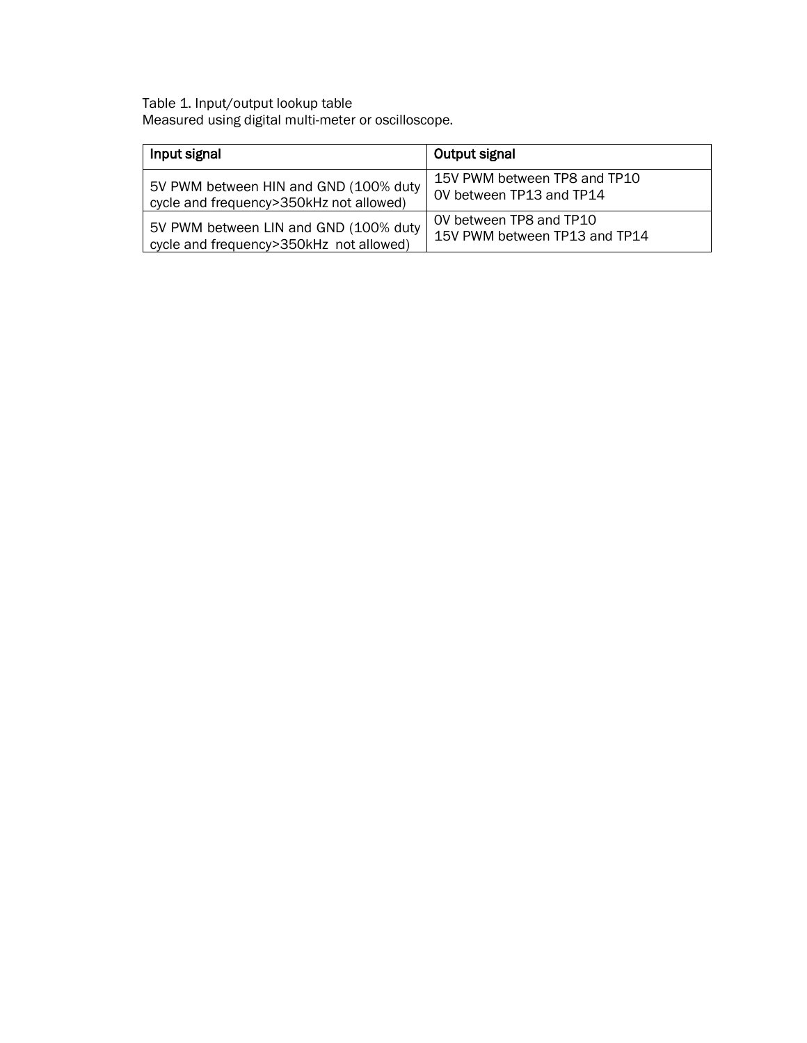Table 1. Input/output lookup table
Measured using digital multi-meter or oscilloscope.

| Input signal | Output signal |
| --- | --- |
| 5V PWM between HIN and GND (100% duty cycle and frequency>350kHz not allowed) | 15V PWM between TP8 and TP10<br>0V between TP13 and TP14 |
| 5V PWM between LIN and GND (100% duty cycle and frequency>350kHz not allowed) | 0V between TP8 and TP10<br>15V PWM between TP13 and TP14 |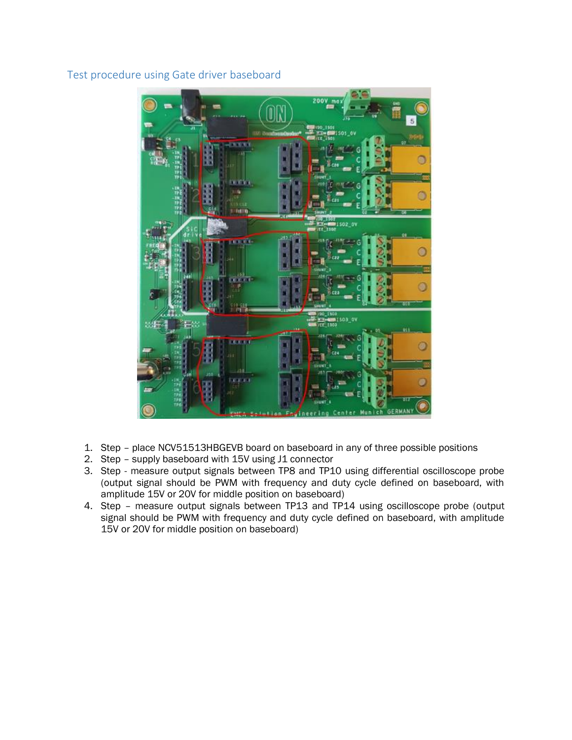## Test procedure using Gate driver baseboard

1. Step – place NCV51513HBGEVB board on baseboard in any of three possible positions
2. Step – supply baseboard with 15V using J1 connector
3. Step - measure output signals between TP8 and TP10 using differential oscilloscope probe (output signal should be PWM with frequency and duty cycle defined on baseboard, with amplitude 15V or 20V for middle position on baseboard)
4. Step – measure output signals between TP13 and TP14 using oscilloscope probe (output signal should be PWM with frequency and duty cycle defined on baseboard, with amplitude 15V or 20V for middle position on baseboard)